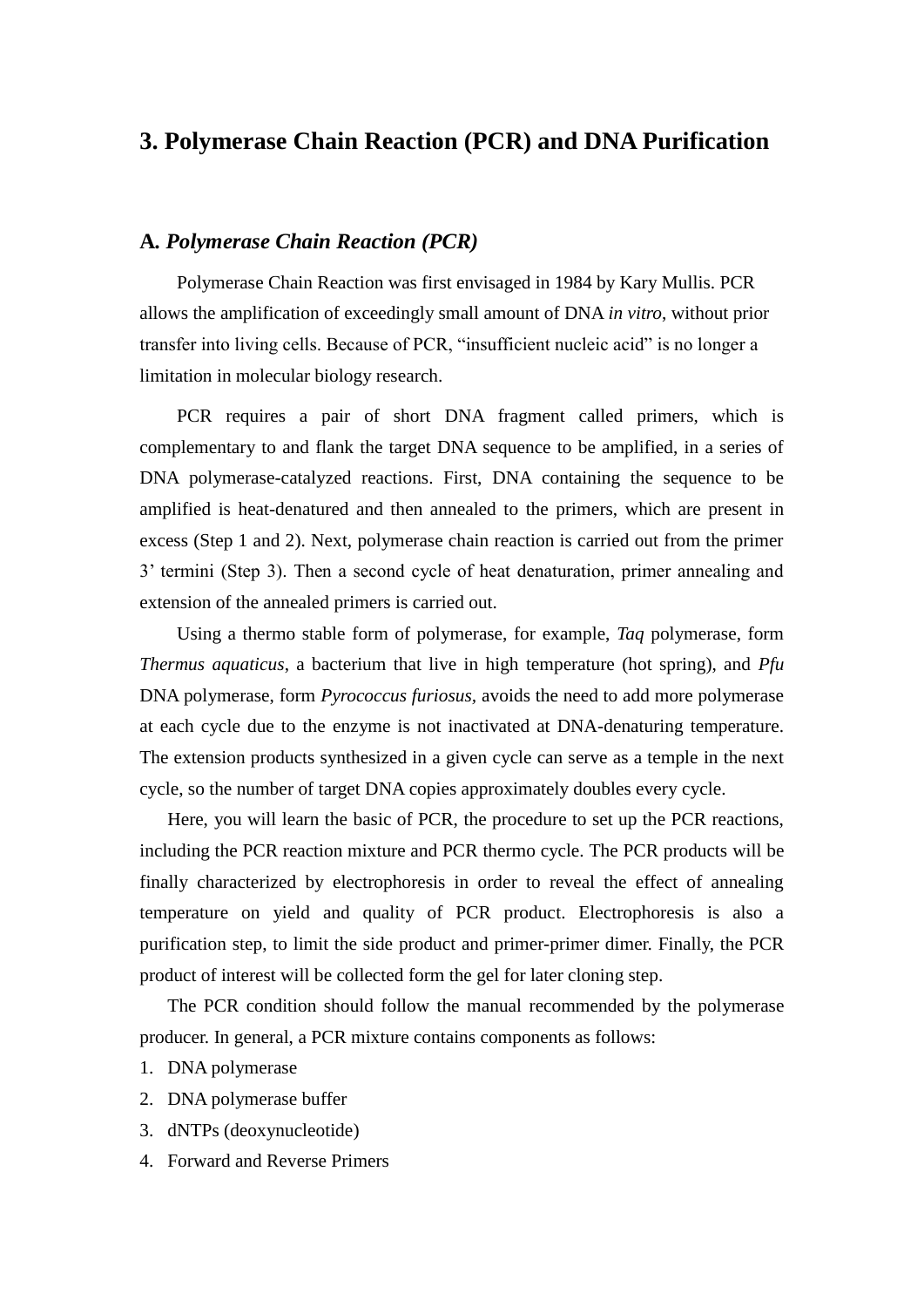# 3. Polymerase Chain Reaction (PCR) and DNA Purification

## A. *Polymerase Chain Reaction (PCR)*

Polymerase Chain Reaction was first envisaged in 1984 by Kary Mullis. PCR allows the amplification of exceedingly small amount of DNA *in vitro*, without prior transfer into living cells. Because of PCR, "insufficient nucleic acid" is no longer a limitation in molecular biology research.

PCR requires a pair of short DNA fragment called primers, which is complementary to and flank the target DNA sequence to be amplified, in a series of DNA polymerase-catalyzed reactions. First, DNA containing the sequence to be amplified is heat-denatured and then annealed to the primers, which are present in excess (Step 1 and 2). Next, polymerase chain reaction is carried out from the primer 3' termini (Step 3). Then a second cycle of heat denaturation, primer annealing and extension of the annealed primers is carried out.

Using a thermo stable form of polymerase, for example, *Taq* polymerase, form *Thermus aquaticus*, a bacterium that live in high temperature (hot spring), and *Pfu* DNA polymerase, form *Pyrococcus furiosus*, avoids the need to add more polymerase at each cycle due to the enzyme is not inactivated at DNA-denaturing temperature. The extension products synthesized in a given cycle can serve as a temple in the next cycle, so the number of target DNA copies approximately doubles every cycle.

Here, you will learn the basic of PCR, the procedure to set up the PCR reactions, including the PCR reaction mixture and PCR thermo cycle. The PCR products will be finally characterized by electrophoresis in order to reveal the effect of annealing temperature on yield and quality of PCR product. Electrophoresis is also a purification step, to limit the side product and primer-primer dimer. Finally, the PCR product of interest will be collected form the gel for later cloning step.

The PCR condition should follow the manual recommended by the polymerase producer. In general, a PCR mixture contains components as follows:

1. DNA polymerase
2. DNA polymerase buffer
3. dNTPs (deoxynucleotide)
4. Forward and Reverse Primers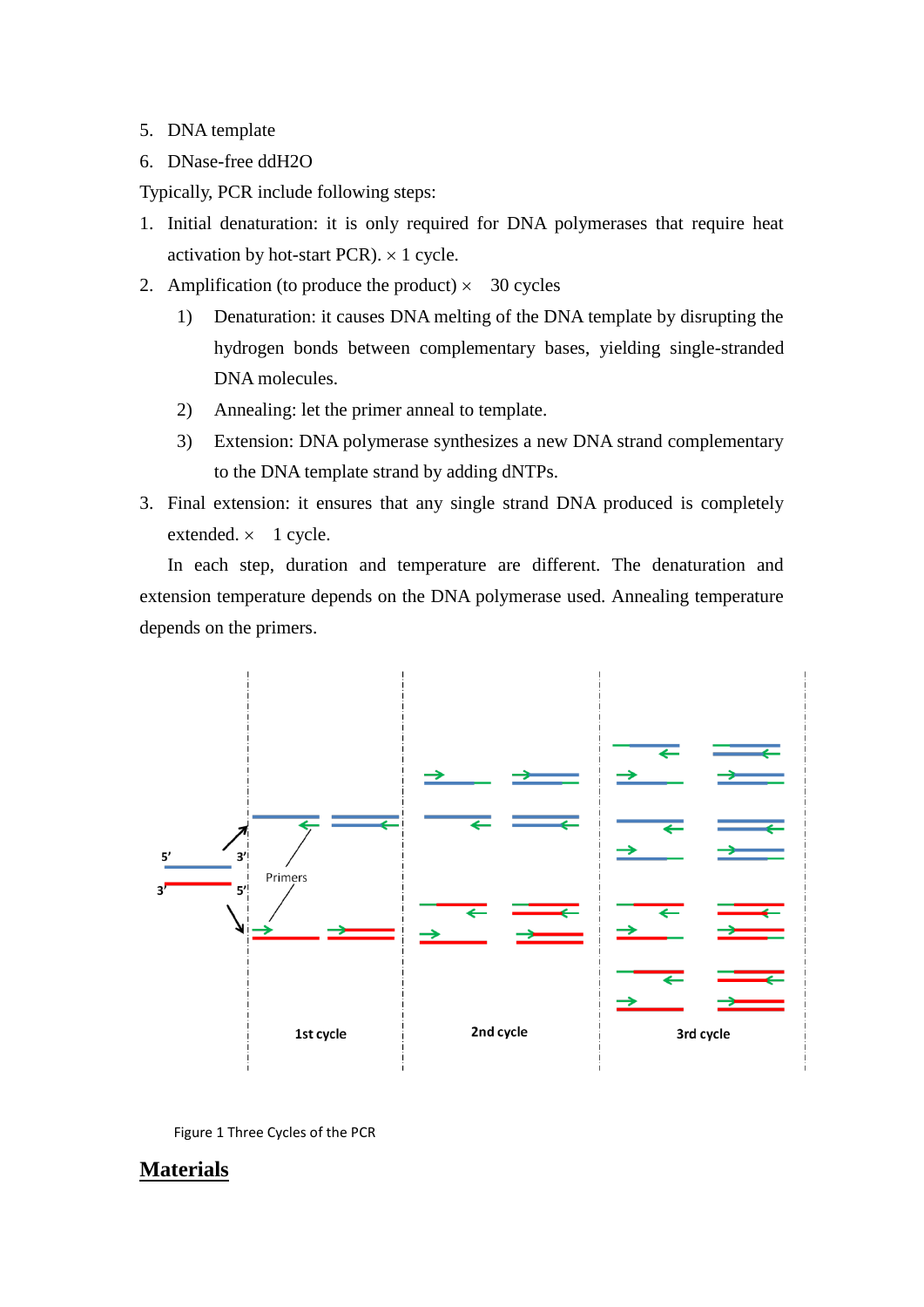5. DNA template
6. DNase-free ddH2O

Typically, PCR include following steps:

1. Initial denaturation: it is only required for DNA polymerases that require heat activation by hot-start PCR). × 1 cycle.
2. Amplification (to produce the product) × 30 cycles
   1) Denaturation: it causes DNA melting of the DNA template by disrupting the hydrogen bonds between complementary bases, yielding single-stranded DNA molecules.
   2) Annealing: let the primer anneal to template.
   3) Extension: DNA polymerase synthesizes a new DNA strand complementary to the DNA template strand by adding dNTPs.
3. Final extension: it ensures that any single strand DNA produced is completely extended. × 1 cycle.

In each step, duration and temperature are different. The denaturation and extension temperature depends on the DNA polymerase used. Annealing temperature depends on the primers.

Figure 1 Three Cycles of the PCR

## Materials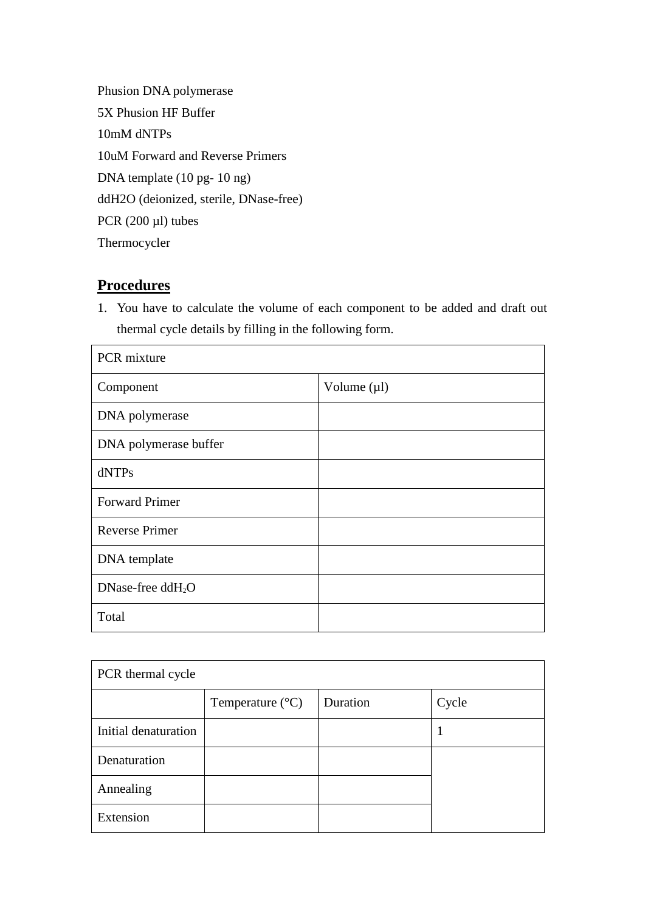Phusion DNA polymerase

5X Phusion HF Buffer

10mM dNTPs

10uM Forward and Reverse Primers

DNA template (10 pg- 10 ng)

ddH2O (deionized, sterile, DNase-free)

PCR (200 µl) tubes

Thermocycler

## Procedures

1. You have to calculate the volume of each component to be added and draft out thermal cycle details by filling in the following form.

| PCR mixture | |
|---|---|
| Component | Volume (µl) |
| DNA polymerase | |
| DNA polymerase buffer | |
| dNTPs | |
| Forward Primer | |
| Reverse Primer | |
| DNA template | |
| DNase-free dd$H_2O$ | |
| Total | |

| PCR thermal cycle | | | |
|---|---|---|---|
| | Temperature (°C) | Duration | Cycle |
| Initial denaturation | | | 1 |
| Denaturation | | | |
| Annealing | | | |
| Extension | | | |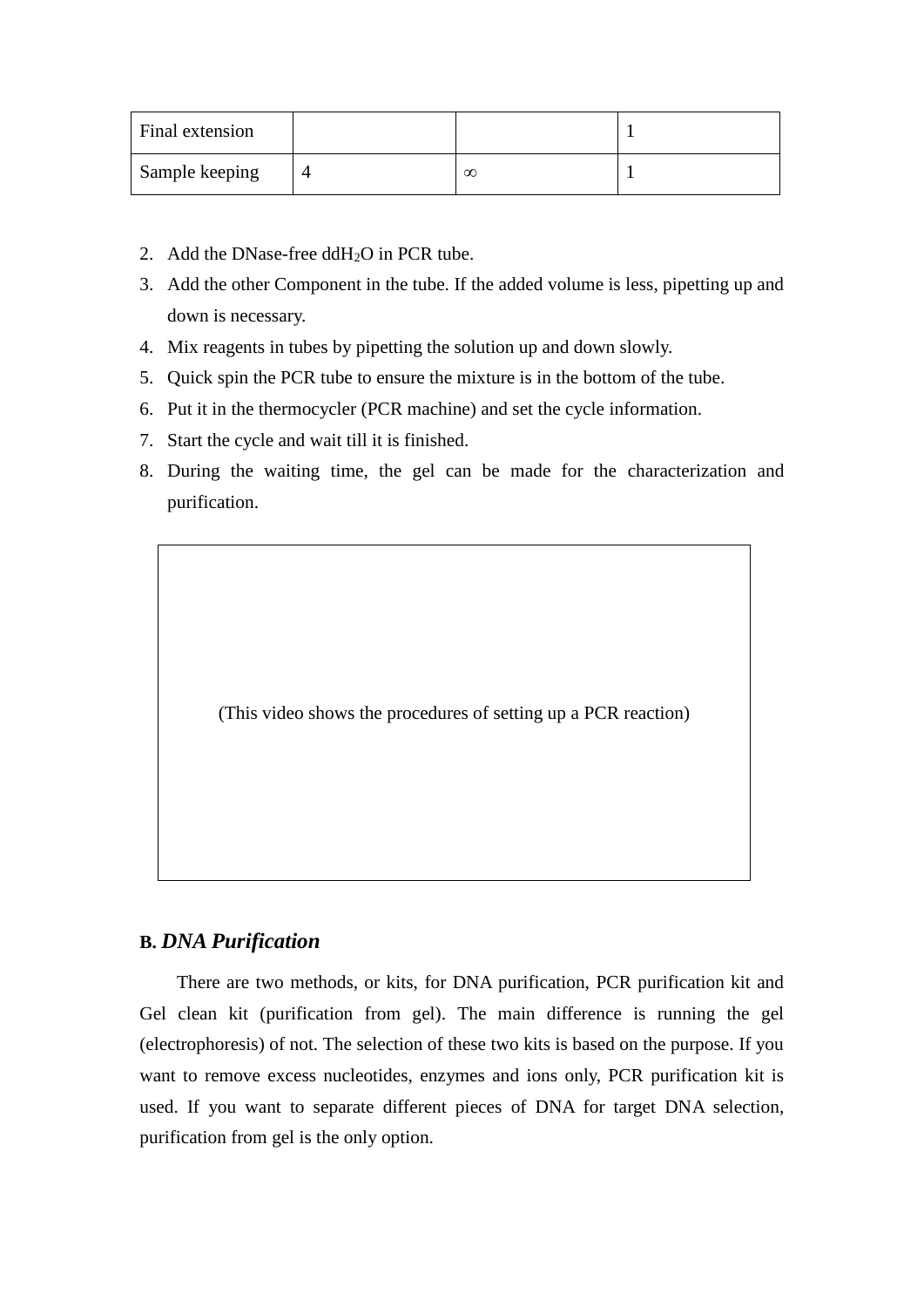| Final extension | | | 1 |
|---|---|---|---|
| Sample keeping | 4 | ∞ | 1 |

2. Add the DNase-free dd$H_2O$ in PCR tube.
3. Add the other Component in the tube. If the added volume is less, pipetting up and down is necessary.
4. Mix reagents in tubes by pipetting the solution up and down slowly.
5. Quick spin the PCR tube to ensure the mixture is in the bottom of the tube.
6. Put it in the thermocycler (PCR machine) and set the cycle information.
7. Start the cycle and wait till it is finished.
8. During the waiting time, the gel can be made for the characterization and purification.

(This video shows the procedures of setting up a PCR reaction)

### B. *DNA Purification*

There are two methods, or kits, for DNA purification, PCR purification kit and Gel clean kit (purification from gel). The main difference is running the gel (electrophoresis) of not. The selection of these two kits is based on the purpose. If you want to remove excess nucleotides, enzymes and ions only, PCR purification kit is used. If you want to separate different pieces of DNA for target DNA selection, purification from gel is the only option.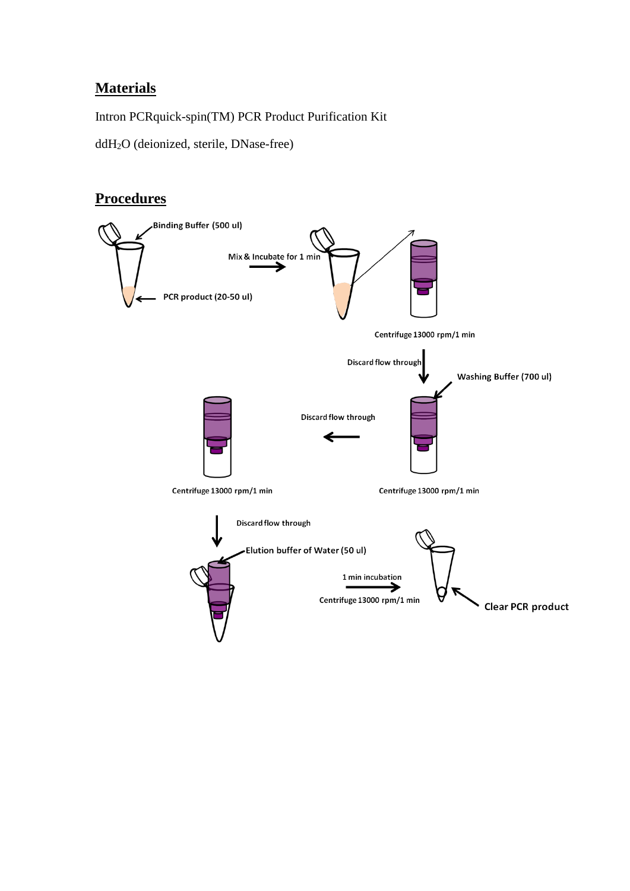## Materials

Intron PCRquick-spin(TM) PCR Product Purification Kit

$ddH_2O$ (deionized, sterile, DNase-free)

## Procedures

Binding Buffer (500 ul)

PCR product (20-50 ul)

Mix & Incubate for 1 min

Centrifuge 13000 rpm/1 min

Discard flow through

Washing Buffer (700 ul)

Centrifuge 13000 rpm/1 min

Discard flow through

Centrifuge 13000 rpm/1 min

Discard flow through

Elution buffer of Water (50 ul)

1 min incubation

Centrifuge 13000 rpm/1 min

Clear PCR product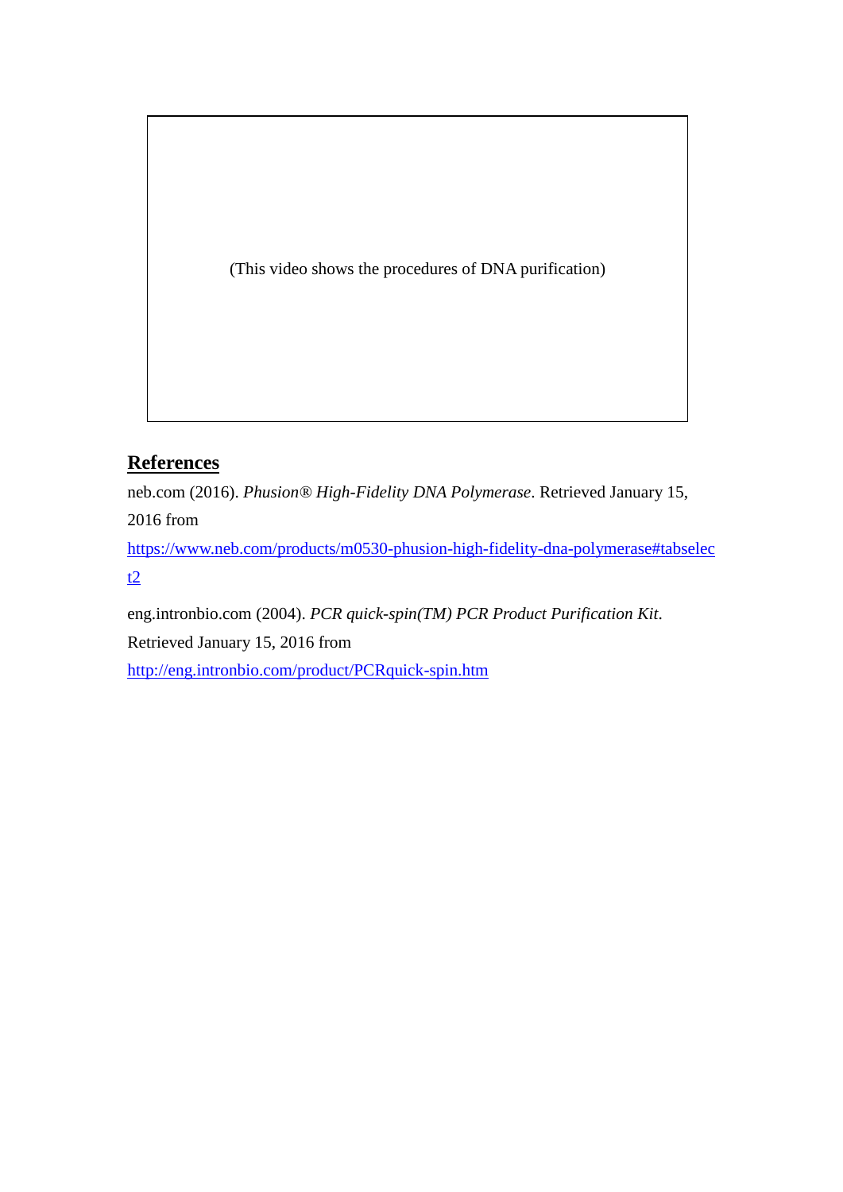(This video shows the procedures of DNA purification)

## References

neb.com (2016). *Phusion® High-Fidelity DNA Polymerase*. Retrieved January 15, 2016 from https://www.neb.com/products/m0530-phusion-high-fidelity-dna-polymerase#tabselect2

eng.intronbio.com (2004). *PCR quick-spin(TM) PCR Product Purification Kit*. Retrieved January 15, 2016 from http://eng.intronbio.com/product/PCRquick-spin.htm